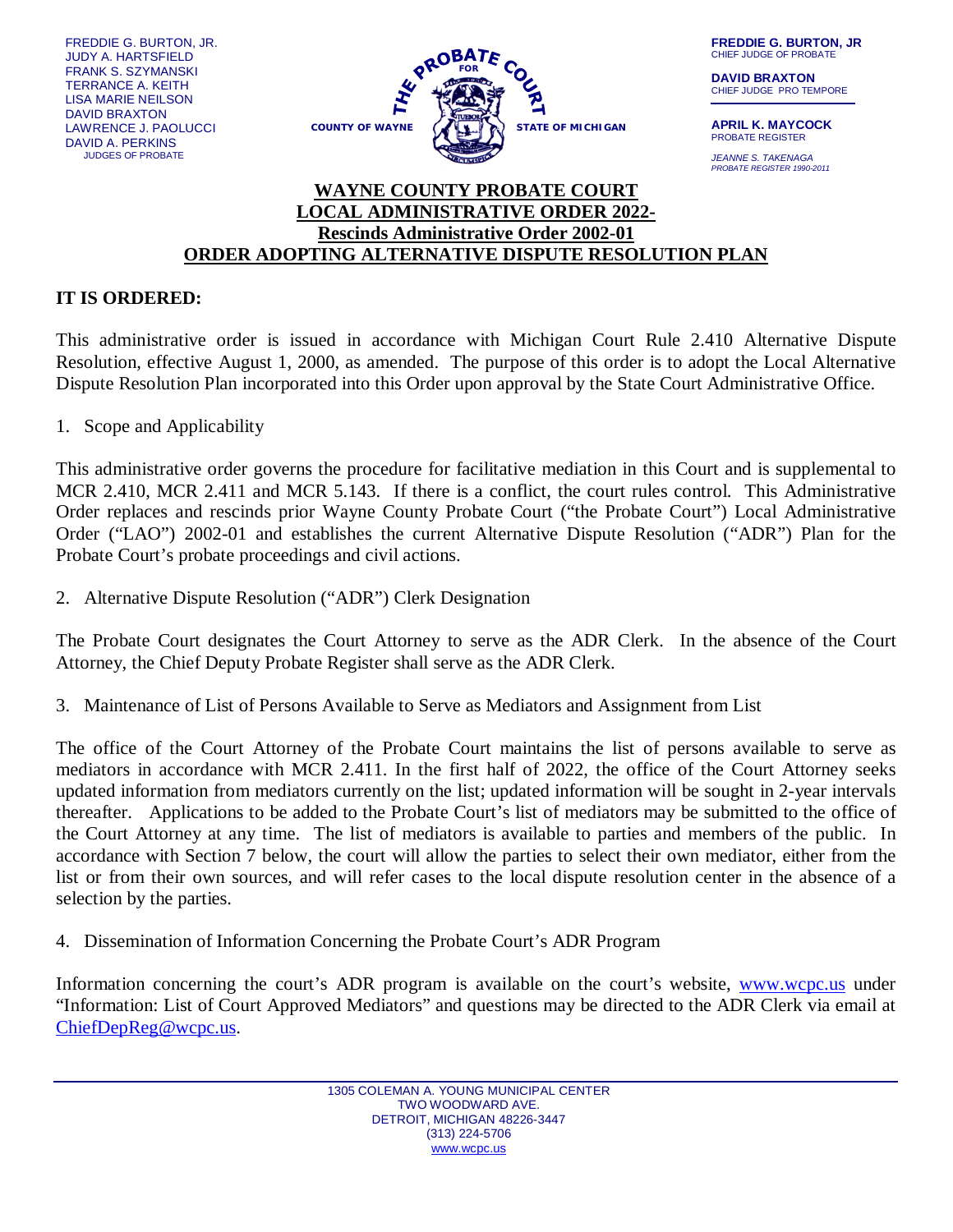FREDDIE G. BURTON, JR.
JUDY A. HARTSFIELD
FRANK S. SZYMANSKI
TERRANCE A. KEITH
LISA MARIE NEILSON
DAVID BRAXTON
LAWRENCE J. PAOLUCCI
DAVID A. PERKINS
JUDGES OF PROBATE

THE PROBATE COURT FOR COUNTY OF WAYNE STATE OF MICHIGAN

**FREDDIE G. BURTON, JR**
CHIEF JUDGE OF PROBATE

**DAVID BRAXTON**
CHIEF JUDGE PRO TEMPORE

**APRIL K. MAYCOCK**
PROBATE REGISTER

*JEANNE S. TAKENAGA*
*PROBATE REGISTER 1990-2011*

# WAYNE COUNTY PROBATE COURT
# LOCAL ADMINISTRATIVE ORDER 2022-
## Rescinds Administrative Order 2002-01
# ORDER ADOPTING ALTERNATIVE DISPUTE RESOLUTION PLAN

**IT IS ORDERED:**

This administrative order is issued in accordance with Michigan Court Rule 2.410 Alternative Dispute Resolution, effective August 1, 2000, as amended. The purpose of this order is to adopt the Local Alternative Dispute Resolution Plan incorporated into this Order upon approval by the State Court Administrative Office.

1. Scope and Applicability

This administrative order governs the procedure for facilitative mediation in this Court and is supplemental to MCR 2.410, MCR 2.411 and MCR 5.143. If there is a conflict, the court rules control. This Administrative Order replaces and rescinds prior Wayne County Probate Court ("the Probate Court") Local Administrative Order ("LAO") 2002-01 and establishes the current Alternative Dispute Resolution ("ADR") Plan for the Probate Court's probate proceedings and civil actions.

2. Alternative Dispute Resolution ("ADR") Clerk Designation

The Probate Court designates the Court Attorney to serve as the ADR Clerk. In the absence of the Court Attorney, the Chief Deputy Probate Register shall serve as the ADR Clerk.

3. Maintenance of List of Persons Available to Serve as Mediators and Assignment from List

The office of the Court Attorney of the Probate Court maintains the list of persons available to serve as mediators in accordance with MCR 2.411. In the first half of 2022, the office of the Court Attorney seeks updated information from mediators currently on the list; updated information will be sought in 2-year intervals thereafter. Applications to be added to the Probate Court's list of mediators may be submitted to the office of the Court Attorney at any time. The list of mediators is available to parties and members of the public. In accordance with Section 7 below, the court will allow the parties to select their own mediator, either from the list or from their own sources, and will refer cases to the local dispute resolution center in the absence of a selection by the parties.

4. Dissemination of Information Concerning the Probate Court's ADR Program

Information concerning the court's ADR program is available on the court's website, www.wcpc.us under "Information: List of Court Approved Mediators" and questions may be directed to the ADR Clerk via email at ChiefDepReg@wcpc.us.

1305 COLEMAN A. YOUNG MUNICIPAL CENTER
TWO WOODWARD AVE.
DETROIT, MICHIGAN 48226-3447
(313) 224-5706
www.wcpc.us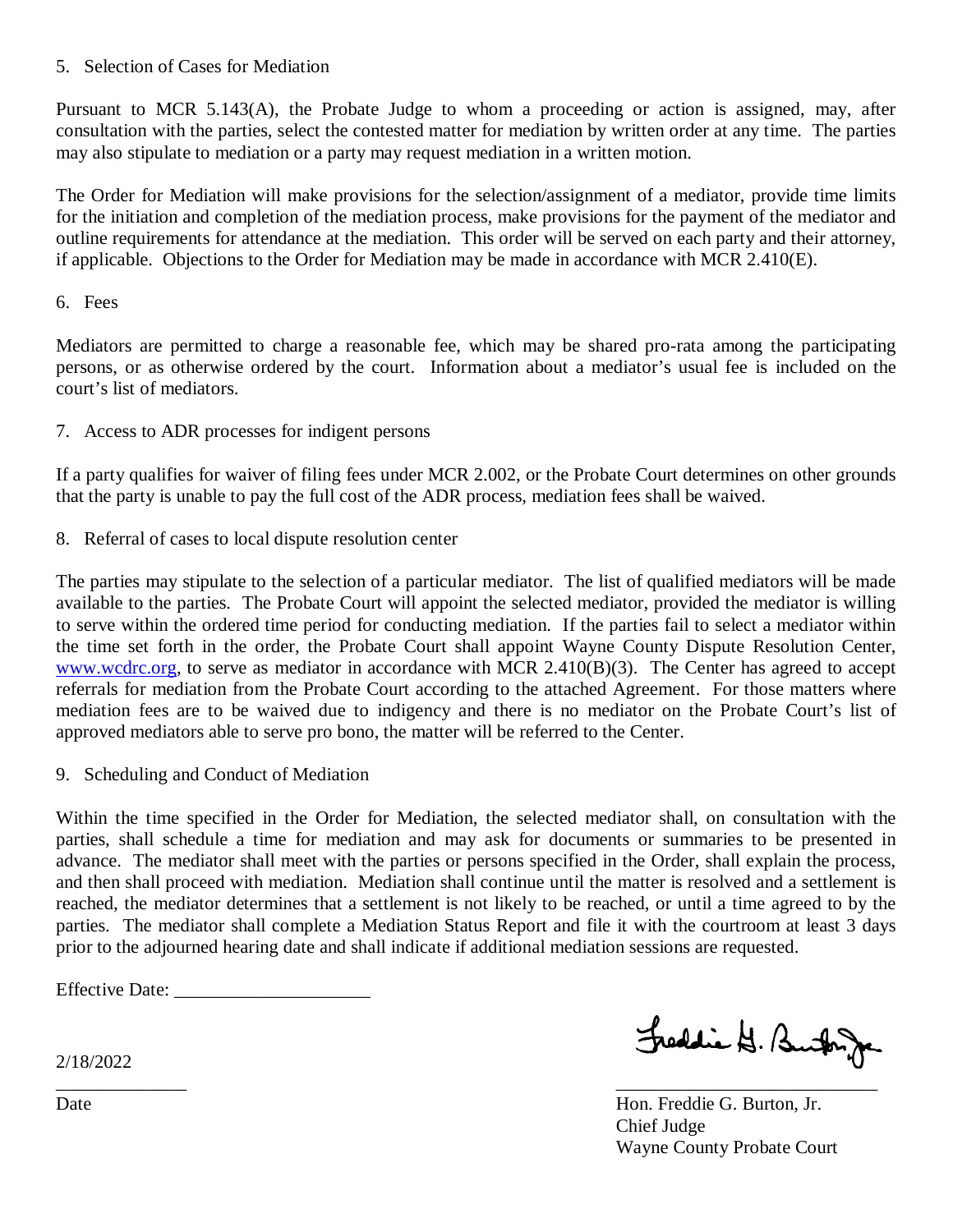5. Selection of Cases for Mediation

Pursuant to MCR 5.143(A), the Probate Judge to whom a proceeding or action is assigned, may, after consultation with the parties, select the contested matter for mediation by written order at any time. The parties may also stipulate to mediation or a party may request mediation in a written motion.

The Order for Mediation will make provisions for the selection/assignment of a mediator, provide time limits for the initiation and completion of the mediation process, make provisions for the payment of the mediator and outline requirements for attendance at the mediation. This order will be served on each party and their attorney, if applicable. Objections to the Order for Mediation may be made in accordance with MCR 2.410(E).

6. Fees

Mediators are permitted to charge a reasonable fee, which may be shared pro-rata among the participating persons, or as otherwise ordered by the court. Information about a mediator's usual fee is included on the court's list of mediators.

7. Access to ADR processes for indigent persons

If a party qualifies for waiver of filing fees under MCR 2.002, or the Probate Court determines on other grounds that the party is unable to pay the full cost of the ADR process, mediation fees shall be waived.

8. Referral of cases to local dispute resolution center

The parties may stipulate to the selection of a particular mediator. The list of qualified mediators will be made available to the parties. The Probate Court will appoint the selected mediator, provided the mediator is willing to serve within the ordered time period for conducting mediation. If the parties fail to select a mediator within the time set forth in the order, the Probate Court shall appoint Wayne County Dispute Resolution Center, www.wcdrc.org, to serve as mediator in accordance with MCR 2.410(B)(3). The Center has agreed to accept referrals for mediation from the Probate Court according to the attached Agreement. For those matters where mediation fees are to be waived due to indigency and there is no mediator on the Probate Court's list of approved mediators able to serve pro bono, the matter will be referred to the Center.

9. Scheduling and Conduct of Mediation

Within the time specified in the Order for Mediation, the selected mediator shall, on consultation with the parties, shall schedule a time for mediation and may ask for documents or summaries to be presented in advance. The mediator shall meet with the parties or persons specified in the Order, shall explain the process, and then shall proceed with mediation. Mediation shall continue until the matter is resolved and a settlement is reached, the mediator determines that a settlement is not likely to be reached, or until a time agreed to by the parties. The mediator shall complete a Mediation Status Report and file it with the courtroom at least 3 days prior to the adjourned hearing date and shall indicate if additional mediation sessions are requested.

Effective Date: ____________________

2/18/2022
______________
Date

Freddie G. Burton, Jr.
____________________________
Hon. Freddie G. Burton, Jr.
Chief Judge
Wayne County Probate Court